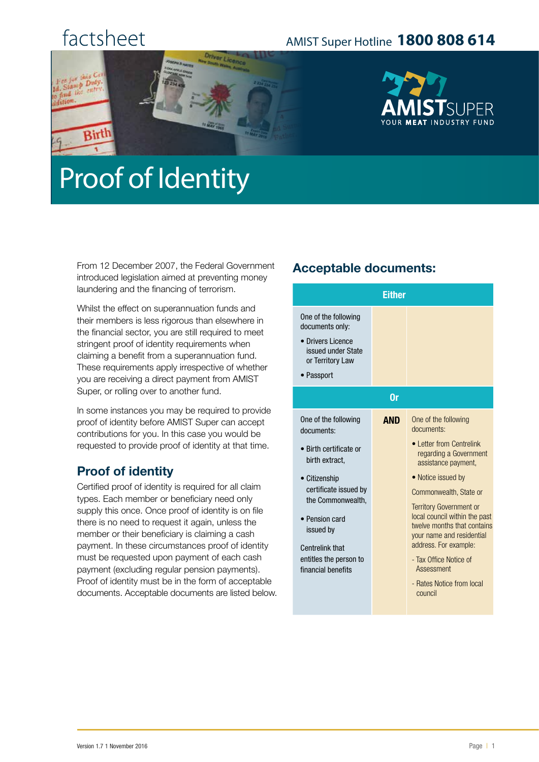factsheet

AMIST Super Hotline **1800 808 614**

AMISTSUPER
YOUR MEAT INDUSTRY FUND

# Proof of Identity

From 12 December 2007, the Federal Government introduced legislation aimed at preventing money laundering and the financing of terrorism.

Whilst the effect on superannuation funds and their members is less rigorous than elsewhere in the financial sector, you are still required to meet stringent proof of identity requirements when claiming a benefit from a superannuation fund. These requirements apply irrespective of whether you are receiving a direct payment from AMIST Super, or rolling over to another fund.

In some instances you may be required to provide proof of identity before AMIST Super can accept contributions for you. In this case you would be requested to provide proof of identity at that time.

## Proof of identity

Certified proof of identity is required for all claim types. Each member or beneficiary need only supply this once. Once proof of identity is on file there is no need to request it again, unless the member or their beneficiary is claiming a cash payment. In these circumstances proof of identity must be requested upon payment of each cash payment (excluding regular pension payments). Proof of identity must be in the form of acceptable documents. Acceptable documents are listed below.

## Acceptable documents:

| Either | | |
|---|---|---|
| One of the following documents only:<br>• Drivers Licence issued under State or Territory Law<br>• Passport | | |
| **Or** | | |
| One of the following documents:<br>• Birth certificate or birth extract,<br>• Citizenship certificate issued by the Commonwealth,<br>• Pension card issued by Centrelink that entitles the person to financial benefits | **AND** | One of the following documents:<br>• Letter from Centrelink regarding a Government assistance payment,<br>• Notice issued by Commonwealth, State or Territory Government or local council within the past twelve months that contains your name and residential address. For example:<br>- Tax Office Notice of Assessment<br>- Rates Notice from local council |

Version 1.7 1 November 2016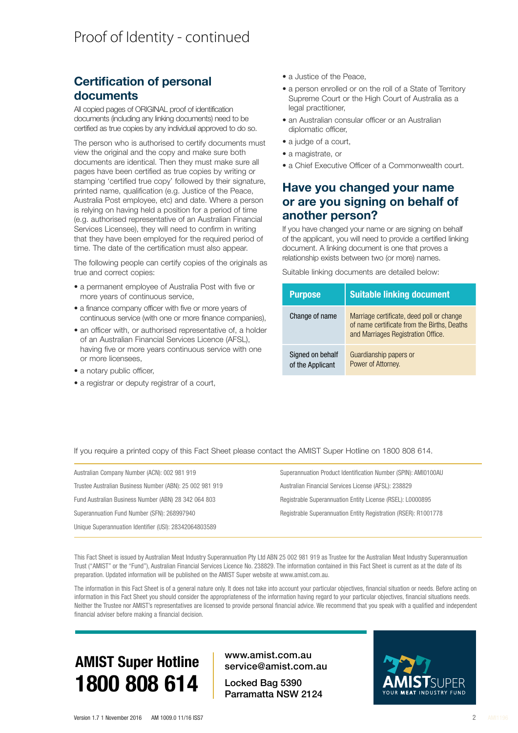# Proof of Identity - continued

## Certification of personal documents

All copied pages of ORIGINAL proof of identification documents (including any linking documents) need to be certified as true copies by any individual approved to do so.

The person who is authorised to certify documents must view the original and the copy and make sure both documents are identical. Then they must make sure all pages have been certified as true copies by writing or stamping 'certified true copy' followed by their signature, printed name, qualification (e.g. Justice of the Peace, Australia Post employee, etc) and date. Where a person is relying on having held a position for a period of time (e.g. authorised representative of an Australian Financial Services Licensee), they will need to confirm in writing that they have been employed for the required period of time. The date of the certification must also appear.

The following people can certify copies of the originals as true and correct copies:

- a permanent employee of Australia Post with five or more years of continuous service,
- a finance company officer with five or more years of continuous service (with one or more finance companies),
- an officer with, or authorised representative of, a holder of an Australian Financial Services Licence (AFSL), having five or more years continuous service with one or more licensees,
- a notary public officer,
- a registrar or deputy registrar of a court,
- a Justice of the Peace,
- a person enrolled or on the roll of a State of Territory Supreme Court or the High Court of Australia as a legal practitioner,
- an Australian consular officer or an Australian diplomatic officer,
- a judge of a court,
- a magistrate, or
- a Chief Executive Officer of a Commonwealth court.

## Have you changed your name or are you signing on behalf of another person?

If you have changed your name or are signing on behalf of the applicant, you will need to provide a certified linking document. A linking document is one that proves a relationship exists between two (or more) names.

Suitable linking documents are detailed below:

| Purpose | Suitable linking document |
|---|---|
| Change of name | Marriage certificate, deed poll or change of name certificate from the Births, Deaths and Marriages Registration Office. |
| Signed on behalf of the Applicant | Guardianship papers or Power of Attorney. |

If you require a printed copy of this Fact Sheet please contact the AMIST Super Hotline on 1800 808 614.

Australian Company Number (ACN): 002 981 919

Trustee Australian Business Number (ABN): 25 002 981 919

Fund Australian Business Number (ABN) 28 342 064 803

Superannuation Fund Number (SFN): 268997940

Unique Superannuation Identifier (USI): 28342064803589

Superannuation Product Identification Number (SPIN): AMI0100AU

Australian Financial Services License (AFSL): 238829

Registrable Superannuation Entity License (RSEL): L0000895

Registrable Superannuation Entity Registration (RSER): R1001778

This Fact Sheet is issued by Australian Meat Industry Superannuation Pty Ltd ABN 25 002 981 919 as Trustee for the Australian Meat Industry Superannuation Trust ("AMIST" or the "Fund"), Australian Financial Services Licence No. 238829. The information contained in this Fact Sheet is current as at the date of its preparation. Updated information will be published on the AMIST Super website at www.amist.com.au.

The information in this Fact Sheet is of a general nature only. It does not take into account your particular objectives, financial situation or needs. Before acting on information in this Fact Sheet you should consider the appropriateness of the information having regard to your particular objectives, financial situations needs. Neither the Trustee nor AMIST's representatives are licensed to provide personal financial advice. We recommend that you speak with a qualified and independent financial adviser before making a financial decision.

**AMIST Super Hotline**
**1800 808 614**

**www.amist.com.au**
**service@amist.com.au**

**Locked Bag 5390**
**Parramatta NSW 2124**

AMISTSUPER
YOUR MEAT INDUSTRY FUND

Version 1.7 1 November 2016 AM 1009.0 11/16 ISS7